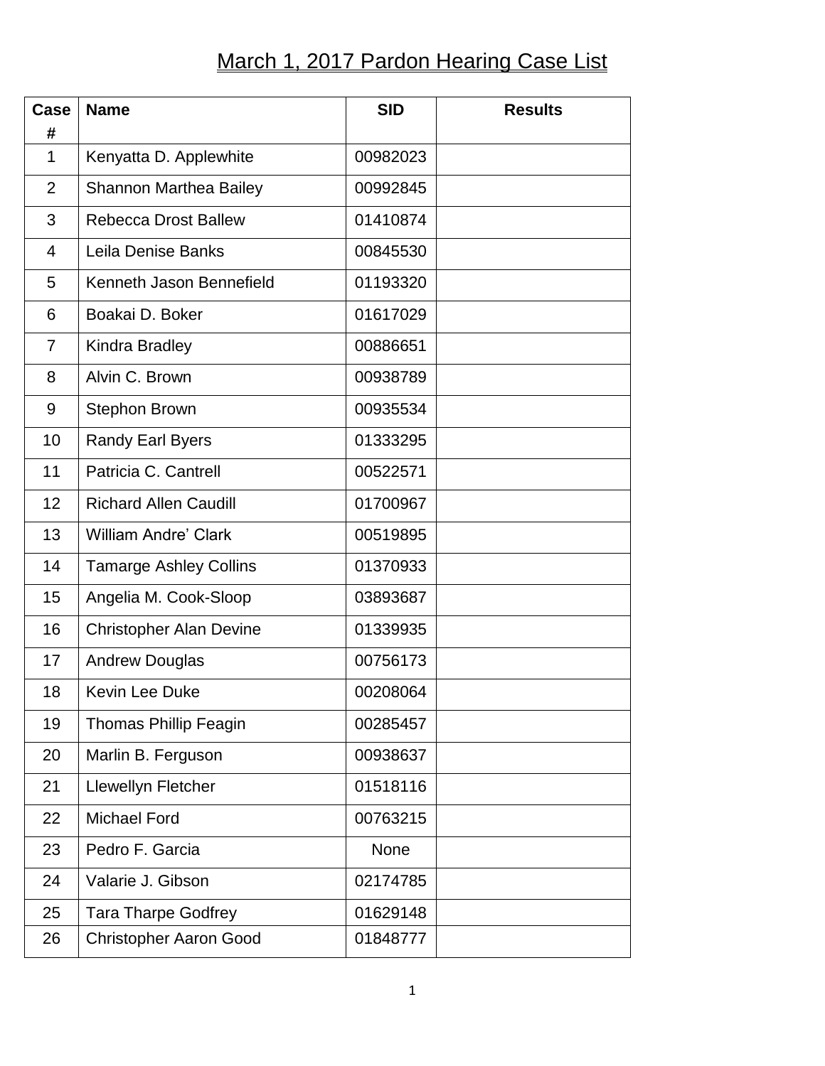# March 1, 2017 Pardon Hearing Case List

| Case # | Name | SID | Results |
|---|---|---|---|
| 1 | Kenyatta D. Applewhite | 00982023 | |
| 2 | Shannon Marthea Bailey | 00992845 | |
| 3 | Rebecca Drost Ballew | 01410874 | |
| 4 | Leila Denise Banks | 00845530 | |
| 5 | Kenneth Jason Bennefield | 01193320 | |
| 6 | Boakai D. Boker | 01617029 | |
| 7 | Kindra Bradley | 00886651 | |
| 8 | Alvin C. Brown | 00938789 | |
| 9 | Stephon Brown | 00935534 | |
| 10 | Randy Earl Byers | 01333295 | |
| 11 | Patricia C. Cantrell | 00522571 | |
| 12 | Richard Allen Caudill | 01700967 | |
| 13 | William Andre' Clark | 00519895 | |
| 14 | Tamarge Ashley Collins | 01370933 | |
| 15 | Angelia M. Cook-Sloop | 03893687 | |
| 16 | Christopher Alan Devine | 01339935 | |
| 17 | Andrew Douglas | 00756173 | |
| 18 | Kevin Lee Duke | 00208064 | |
| 19 | Thomas Phillip Feagin | 00285457 | |
| 20 | Marlin B. Ferguson | 00938637 | |
| 21 | Llewellyn Fletcher | 01518116 | |
| 22 | Michael Ford | 00763215 | |
| 23 | Pedro F. Garcia | None | |
| 24 | Valarie J. Gibson | 02174785 | |
| 25 | Tara Tharpe Godfrey | 01629148 | |
| 26 | Christopher Aaron Good | 01848777 | |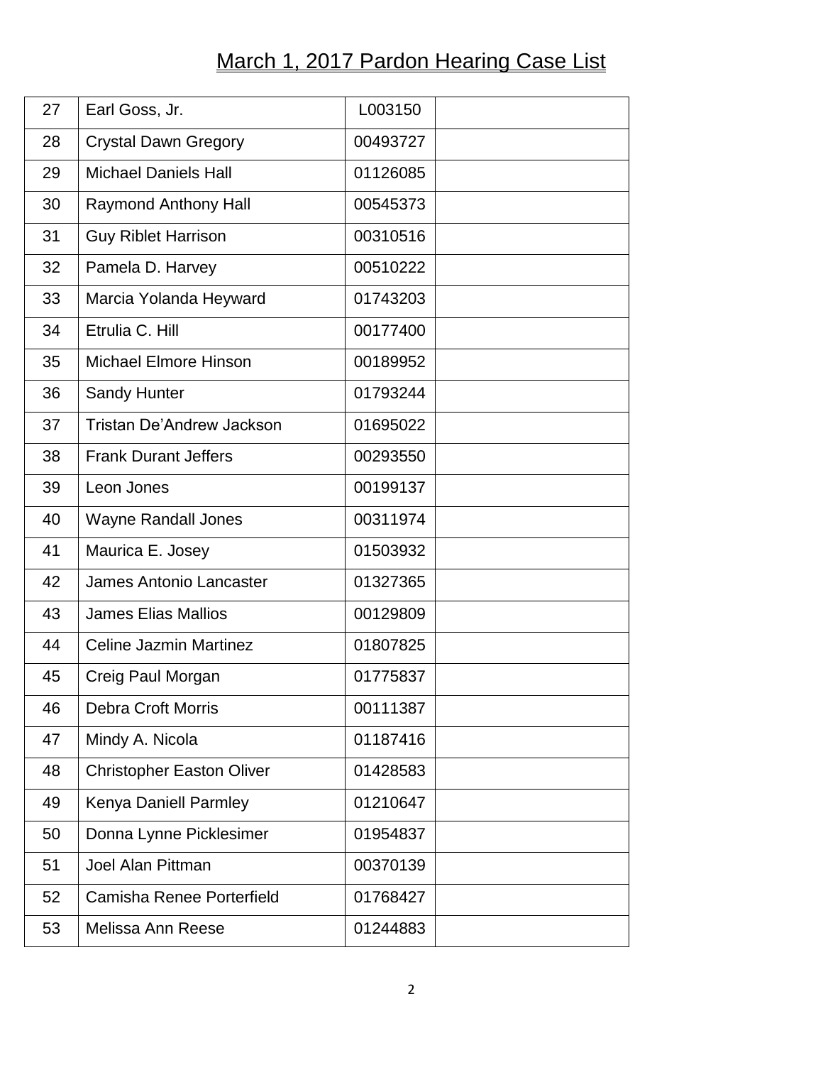# March 1, 2017 Pardon Hearing Case List

| | | | |
|---|---|---|---|
| 27 | Earl Goss, Jr. | L003150 | |
| 28 | Crystal Dawn Gregory | 00493727 | |
| 29 | Michael Daniels Hall | 01126085 | |
| 30 | Raymond Anthony Hall | 00545373 | |
| 31 | Guy Riblet Harrison | 00310516 | |
| 32 | Pamela D. Harvey | 00510222 | |
| 33 | Marcia Yolanda Heyward | 01743203 | |
| 34 | Etrulia C. Hill | 00177400 | |
| 35 | Michael Elmore Hinson | 00189952 | |
| 36 | Sandy Hunter | 01793244 | |
| 37 | Tristan De'Andrew Jackson | 01695022 | |
| 38 | Frank Durant Jeffers | 00293550 | |
| 39 | Leon Jones | 00199137 | |
| 40 | Wayne Randall Jones | 00311974 | |
| 41 | Maurica E. Josey | 01503932 | |
| 42 | James Antonio Lancaster | 01327365 | |
| 43 | James Elias Mallios | 00129809 | |
| 44 | Celine Jazmin Martinez | 01807825 | |
| 45 | Creig Paul Morgan | 01775837 | |
| 46 | Debra Croft Morris | 00111387 | |
| 47 | Mindy A. Nicola | 01187416 | |
| 48 | Christopher Easton Oliver | 01428583 | |
| 49 | Kenya Daniell Parmley | 01210647 | |
| 50 | Donna Lynne Picklesimer | 01954837 | |
| 51 | Joel Alan Pittman | 00370139 | |
| 52 | Camisha Renee Porterfield | 01768427 | |
| 53 | Melissa Ann Reese | 01244883 | |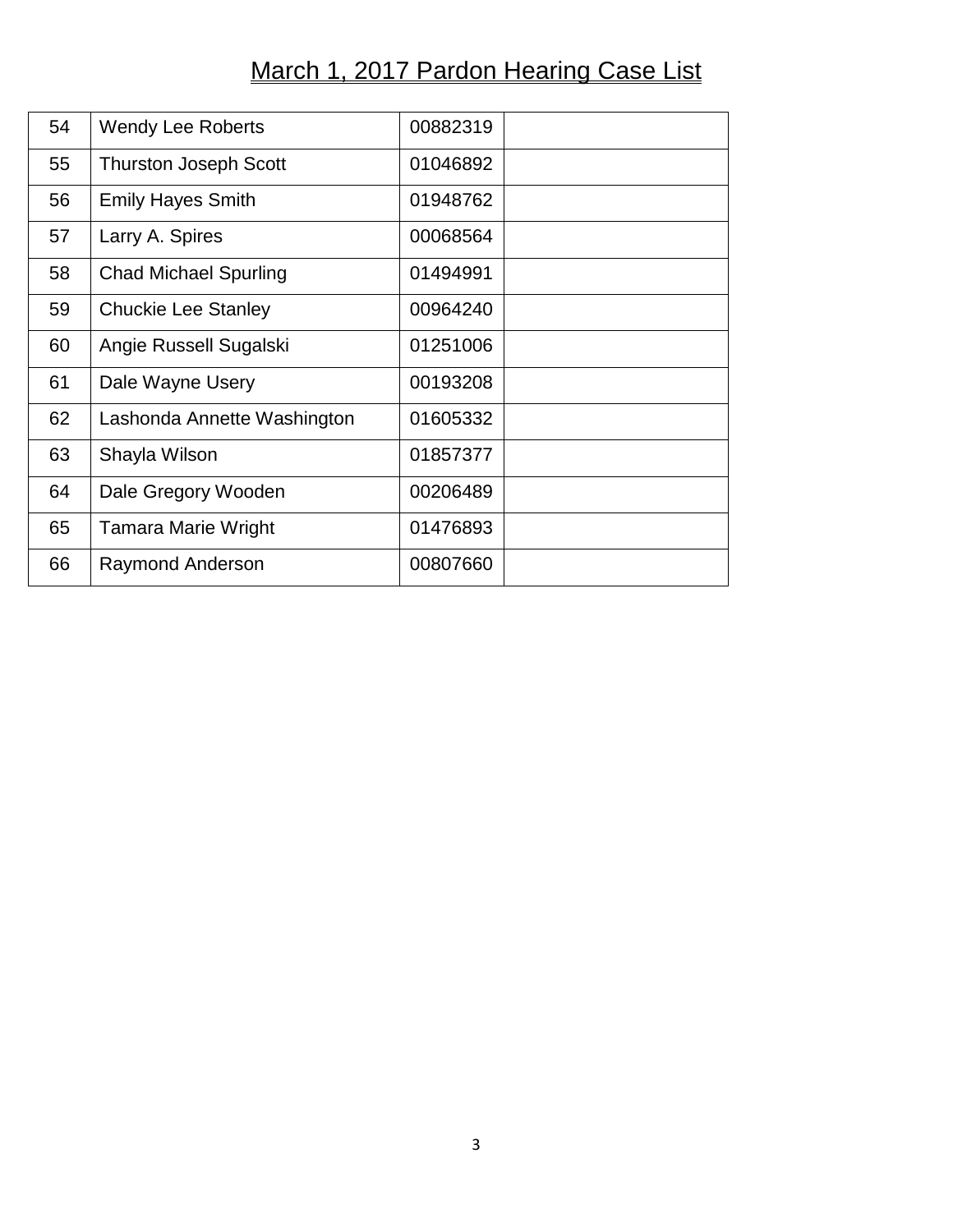# March 1, 2017 Pardon Hearing Case List

| | | | |
|---|---|---|---|
| 54 | Wendy Lee Roberts | 00882319 | |
| 55 | Thurston Joseph Scott | 01046892 | |
| 56 | Emily Hayes Smith | 01948762 | |
| 57 | Larry A. Spires | 00068564 | |
| 58 | Chad Michael Spurling | 01494991 | |
| 59 | Chuckie Lee Stanley | 00964240 | |
| 60 | Angie Russell Sugalski | 01251006 | |
| 61 | Dale Wayne Usery | 00193208 | |
| 62 | Lashonda Annette Washington | 01605332 | |
| 63 | Shayla Wilson | 01857377 | |
| 64 | Dale Gregory Wooden | 00206489 | |
| 65 | Tamara Marie Wright | 01476893 | |
| 66 | Raymond Anderson | 00807660 | |